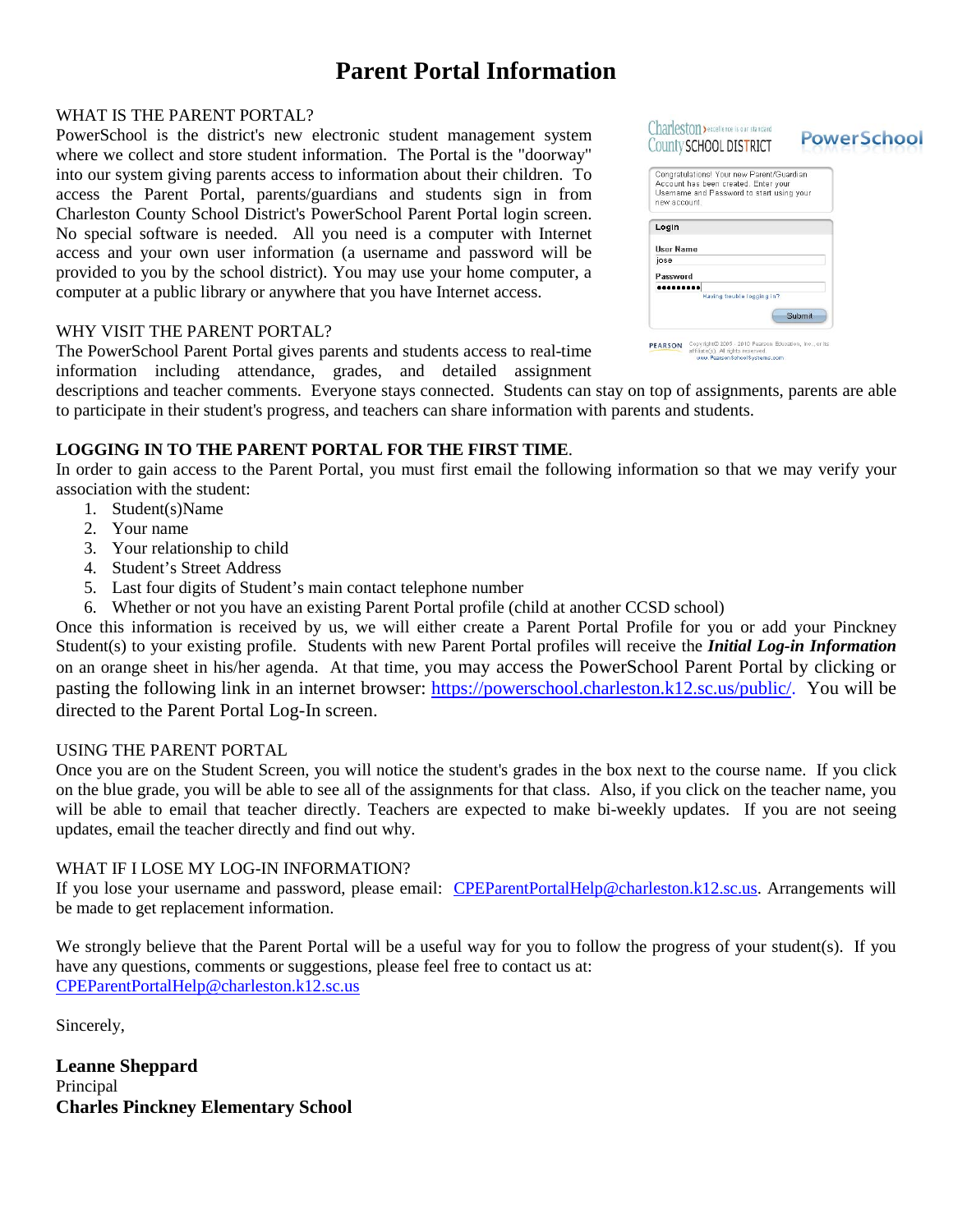# Parent Portal Information

WHAT IS THE PARENT PORTAL?

PowerSchool is the district's new electronic student management system where we collect and store student information. The Portal is the "doorway" into our system giving parents access to information about their children. To access the Parent Portal, parents/guardians and students sign in from Charleston County School District's PowerSchool Parent Portal login screen. No special software is needed. All you need is a computer with Internet access and your own user information (a username and password will be provided to you by the school district). You may use your home computer, a computer at a public library or anywhere that you have Internet access.

WHY VISIT THE PARENT PORTAL?

The PowerSchool Parent Portal gives parents and students access to real-time information including attendance, grades, and detailed assignment descriptions and teacher comments. Everyone stays connected. Students can stay on top of assignments, parents are able to participate in their student's progress, and teachers can share information with parents and students.

**LOGGING IN TO THE PARENT PORTAL FOR THE FIRST TIME**.

In order to gain access to the Parent Portal, you must first email the following information so that we may verify your association with the student:

1. Student(s)Name
2. Your name
3. Your relationship to child
4. Student's Street Address
5. Last four digits of Student's main contact telephone number
6. Whether or not you have an existing Parent Portal profile (child at another CCSD school)

Once this information is received by us, we will either create a Parent Portal Profile for you or add your Pinckney Student(s) to your existing profile. Students with new Parent Portal profiles will receive the ***Initial Log-in Information*** on an orange sheet in his/her agenda. At that time, you may access the PowerSchool Parent Portal by clicking or pasting the following link in an internet browser: https://powerschool.charleston.k12.sc.us/public/. You will be directed to the Parent Portal Log-In screen.

USING THE PARENT PORTAL

Once you are on the Student Screen, you will notice the student's grades in the box next to the course name. If you click on the blue grade, you will be able to see all of the assignments for that class. Also, if you click on the teacher name, you will be able to email that teacher directly. Teachers are expected to make bi-weekly updates. If you are not seeing updates, email the teacher directly and find out why.

WHAT IF I LOSE MY LOG-IN INFORMATION?

If you lose your username and password, please email: CPEParentPortalHelp@charleston.k12.sc.us. Arrangements will be made to get replacement information.

We strongly believe that the Parent Portal will be a useful way for you to follow the progress of your student(s). If you have any questions, comments or suggestions, please feel free to contact us at:
CPEParentPortalHelp@charleston.k12.sc.us

Sincerely,

**Leanne Sheppard**
Principal
**Charles Pinckney Elementary School**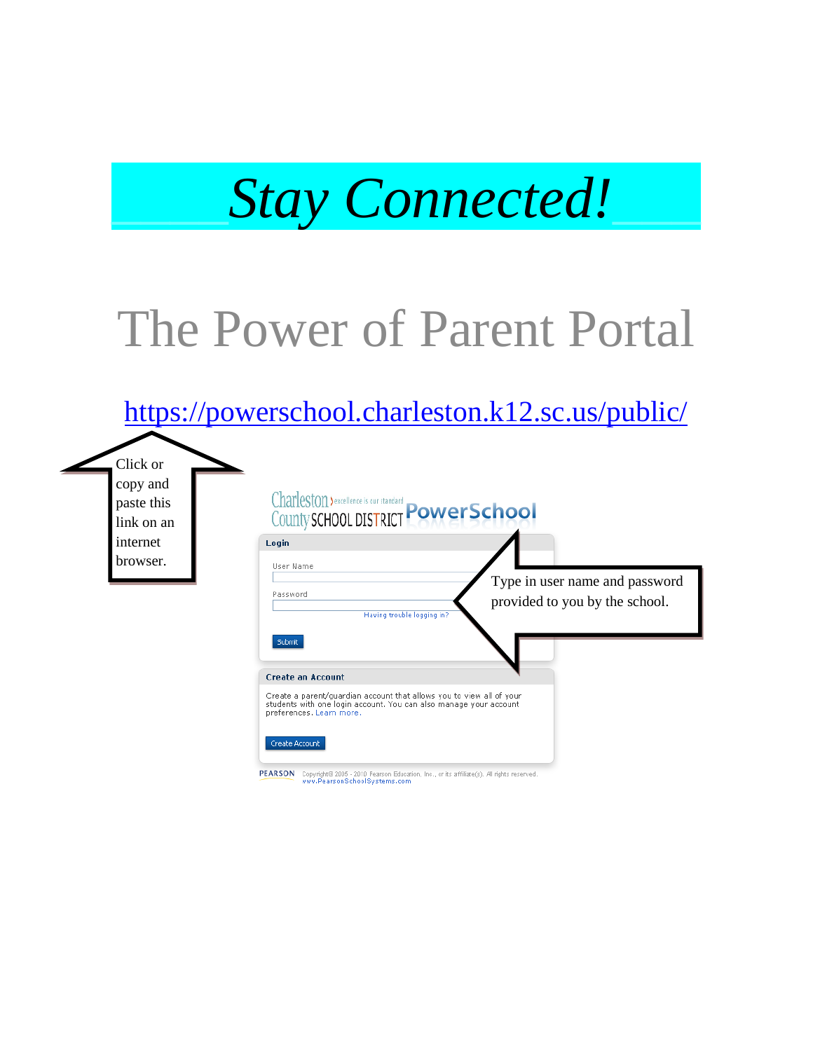# *Stay Connected!*

## The Power of Parent Portal

[https://powerschool.charleston.k12.sc.us/public/](https://powerschool.charleston.k12.sc.us/public/)

Click or copy and paste this link on an internet browser.

Charleston County SCHOOL DISTRICT PowerSchool

**Login**

User Name

Password

Having trouble logging in?

Submit

Type in user name and password provided to you by the school.

**Create an Account**

Create a parent/guardian account that allows you to view all of your students with one login account. You can also manage your account preferences. Learn more.

Create Account

PEARSON Copyright© 2005 - 2010 Pearson Education, Inc., or its affiliate(s). All rights reserved. www.PearsonSchoolSystems.com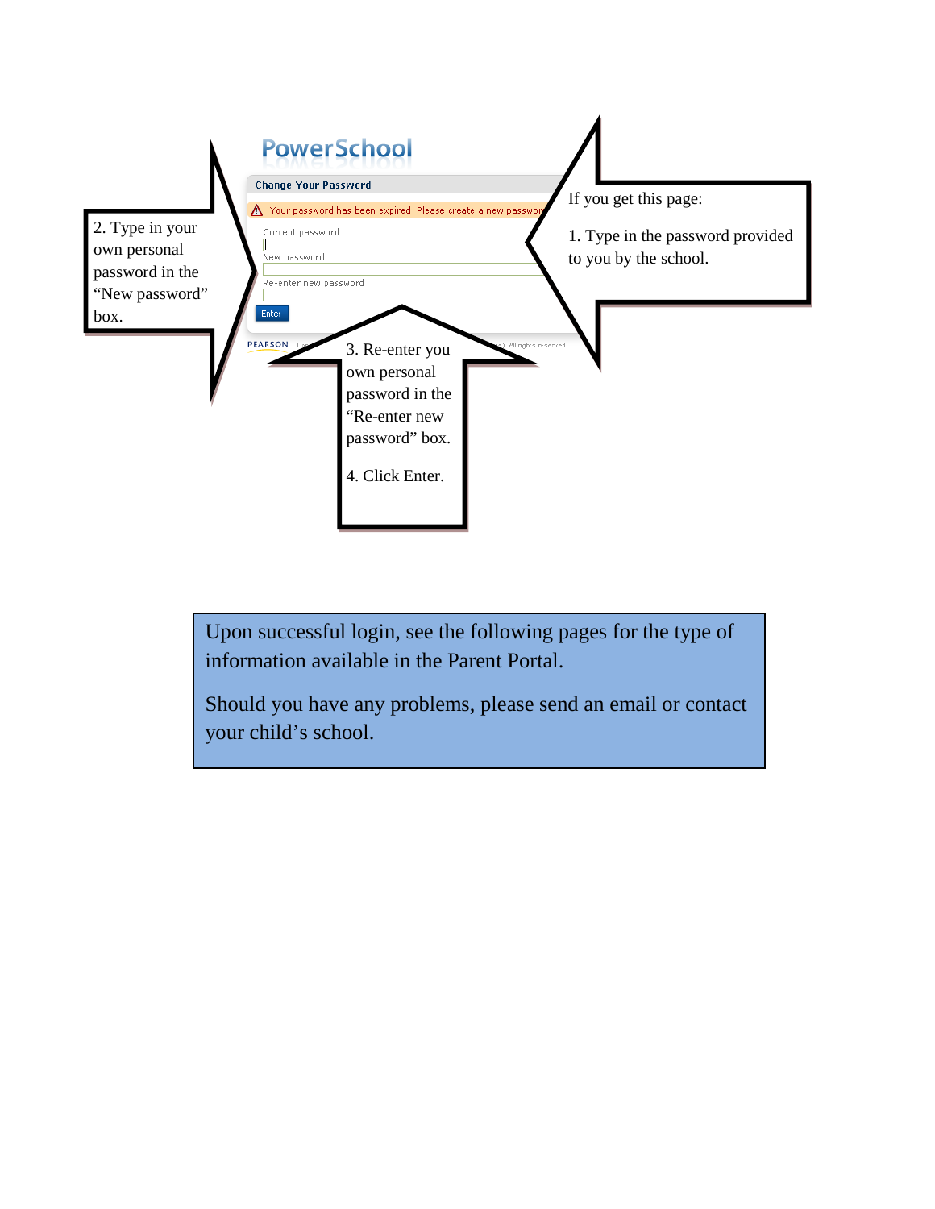PowerSchool

Change Your Password

Your password has been expired. Please create a new password

Current password

New password

Re-enter new password

Enter

If you get this page:

1. Type in the password provided to you by the school.

2. Type in your own personal password in the “New password” box.

3. Re-enter you own personal password in the “Re-enter new password” box.

4. Click Enter.

Upon successful login, see the following pages for the type of information available in the Parent Portal.

Should you have any problems, please send an email or contact your child’s school.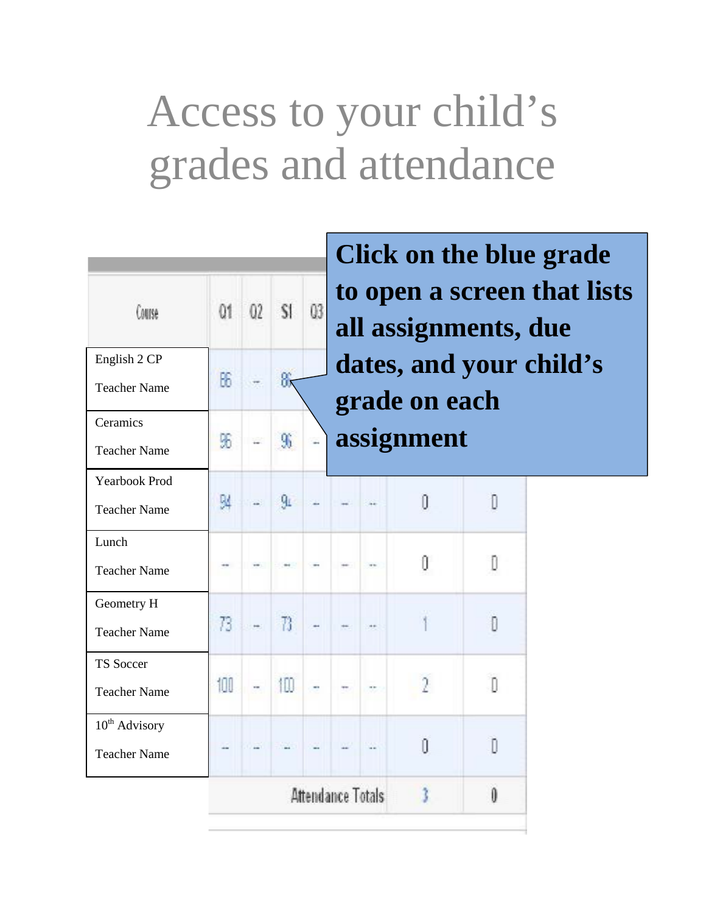# Access to your child's grades and attendance

**Click on the blue grade to open a screen that lists all assignments, due dates, and your child's grade on each assignment**

| Course | Q1 | Q2 | S1 | Q3 | | | | |
|---|---|---|---|---|---|---|---|---|
| English 2 CP<br>Teacher Name | 86 | -- | 86 | | | | | |
| Ceramics<br>Teacher Name | 96 | -- | 96 | -- | | | | |
| Yearbook Prod<br>Teacher Name | 94 | -- | 94 | -- | -- | -- | 0 | 0 |
| Lunch<br>Teacher Name | -- | -- | -- | -- | -- | -- | 0 | 0 |
| Geometry H<br>Teacher Name | 73 | -- | 73 | -- | -- | -- | 1 | 0 |
| TS Soccer<br>Teacher Name | 100 | -- | 100 | -- | -- | -- | 2 | 0 |
| 10th Advisory<br>Teacher Name | -- | -- | -- | -- | -- | -- | 0 | 0 |
| | | | Attendance Totals | | | | 3 | 0 |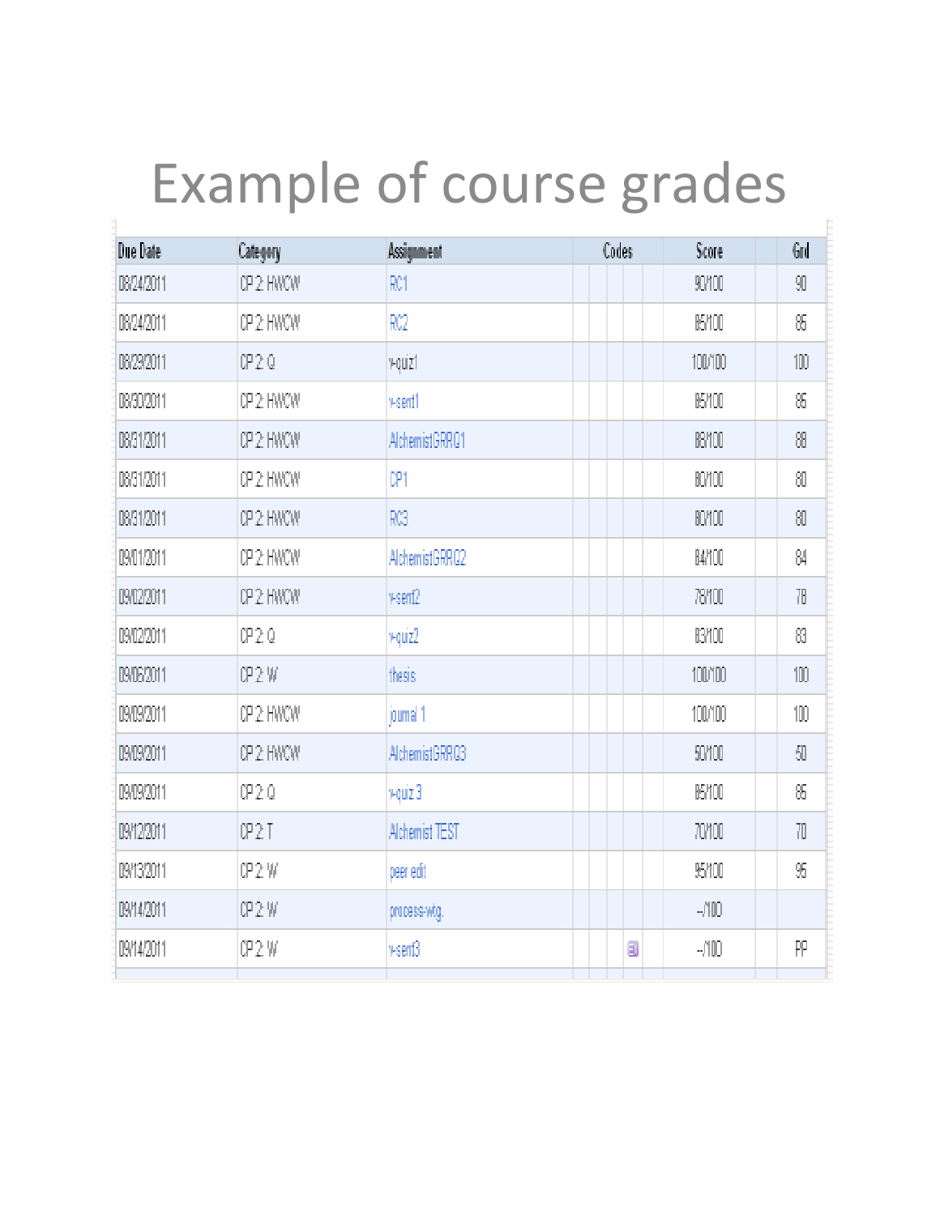# Example of course grades

| Due Date | Category | Assignment | Codes | | | | | Score | | Grd |
|---|---|---|---|---|---|---|---|---|---|---|
| 08/24/2011 | CP 2: HWCW | RC1 | | | | | | 90/100 | | 90 |
| 08/24/2011 | CP 2: HWCW | RC2 | | | | | | 85/100 | | 85 |
| 08/29/2011 | CP 2: Q | v-quiz1 | | | | | | 100/100 | | 100 |
| 08/30/2011 | CP 2: HWCW | v-sent1 | | | | | | 85/100 | | 85 |
| 08/31/2011 | CP 2: HWCW | AlchemistGRRQ1 | | | | | | 88/100 | | 88 |
| 08/31/2011 | CP 2: HWCW | CP1 | | | | | | 80/100 | | 80 |
| 08/31/2011 | CP 2: HWCW | RC3 | | | | | | 80/100 | | 80 |
| 09/01/2011 | CP 2: HWCW | AlchemistGRRQ2 | | | | | | 84/100 | | 84 |
| 09/02/2011 | CP 2: HWCW | v-sent2 | | | | | | 78/100 | | 78 |
| 09/02/2011 | CP 2: Q | v-quiz2 | | | | | | 83/100 | | 83 |
| 09/06/2011 | CP 2: W | thesis | | | | | | 100/100 | | 100 |
| 09/09/2011 | CP 2: HWCW | journal 1 | | | | | | 100/100 | | 100 |
| 09/09/2011 | CP 2: HWCW | AlchemistGRRQ3 | | | | | | 50/100 | | 50 |
| 09/09/2011 | CP 2: Q | v-quiz 3 | | | | | | 85/100 | | 85 |
| 09/12/2011 | CP 2: T | Alchemist TEST | | | | | | 70/100 | | 70 |
| 09/13/2011 | CP 2: W | peer edit | | | | | | 95/100 | | 95 |
| 09/14/2011 | CP 2: W | process-wtg. | | | | | | --/100 | | |
| 09/14/2011 | CP 2: W | v-sent3 | | | | | | --/100 | | PP |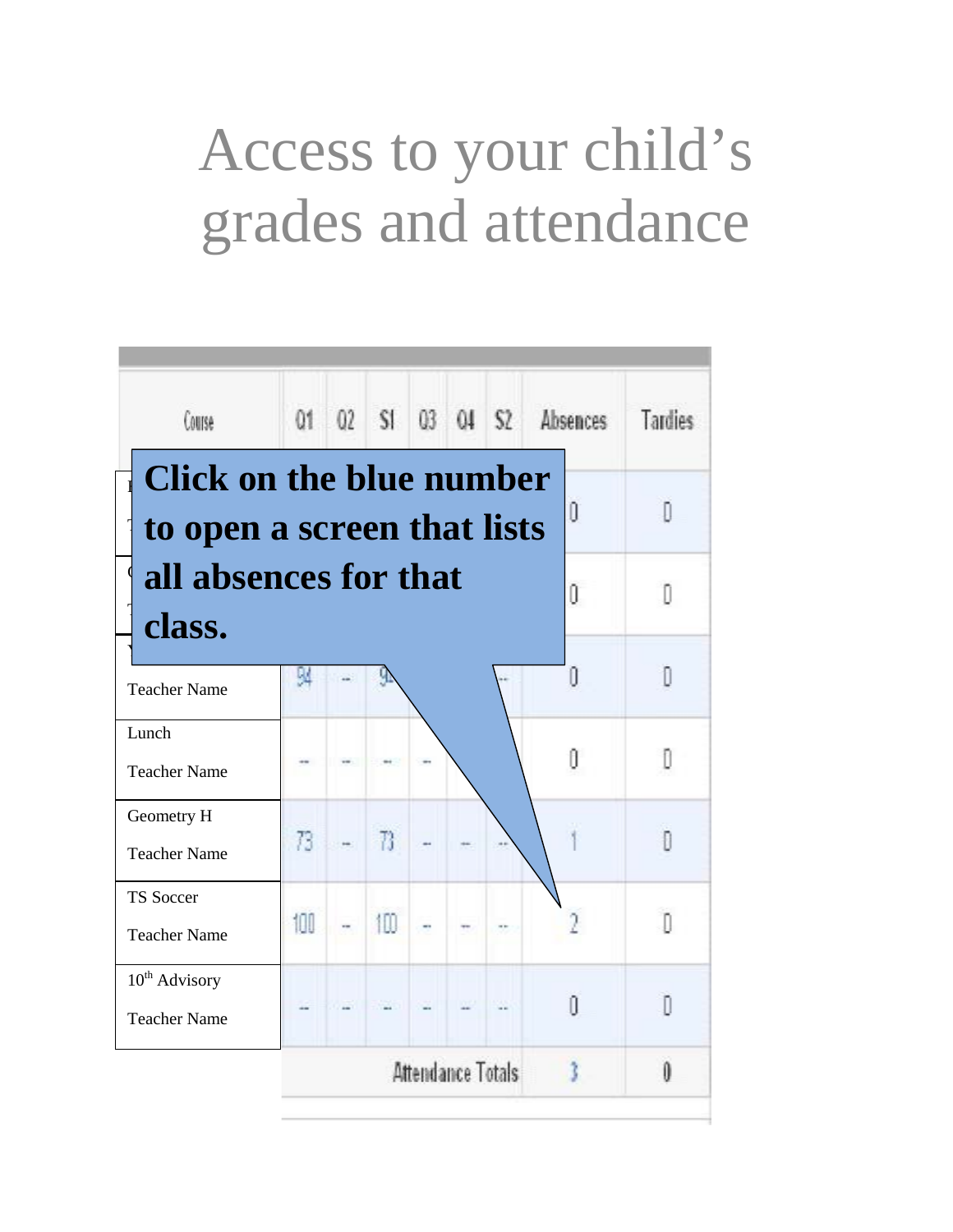# Access to your child's grades and attendance

**Click on the blue number to open a screen that lists all absences for that class.**

| Course | Q1 | Q2 | S1 | Q3 | Q4 | S2 | Absences | Tardies |
|---|---|---|---|---|---|---|---|---|
| | | | | | | | 0 | 0 |
| | | | | | | | 0 | 0 |
| Teacher Name | 94 | -- | 94 | | | -- | 0 | 0 |
| Lunch<br>Teacher Name | -- | -- | -- | -- | | | 0 | 0 |
| Geometry H<br>Teacher Name | 73 | -- | 73 | -- | -- | -- | 1 | 0 |
| TS Soccer<br>Teacher Name | 100 | -- | 100 | -- | -- | -- | 2 | 0 |
| 10th Advisory<br>Teacher Name | -- | -- | -- | -- | -- | -- | 0 | 0 |
| | | | Attendance Totals | | | | 3 | 0 |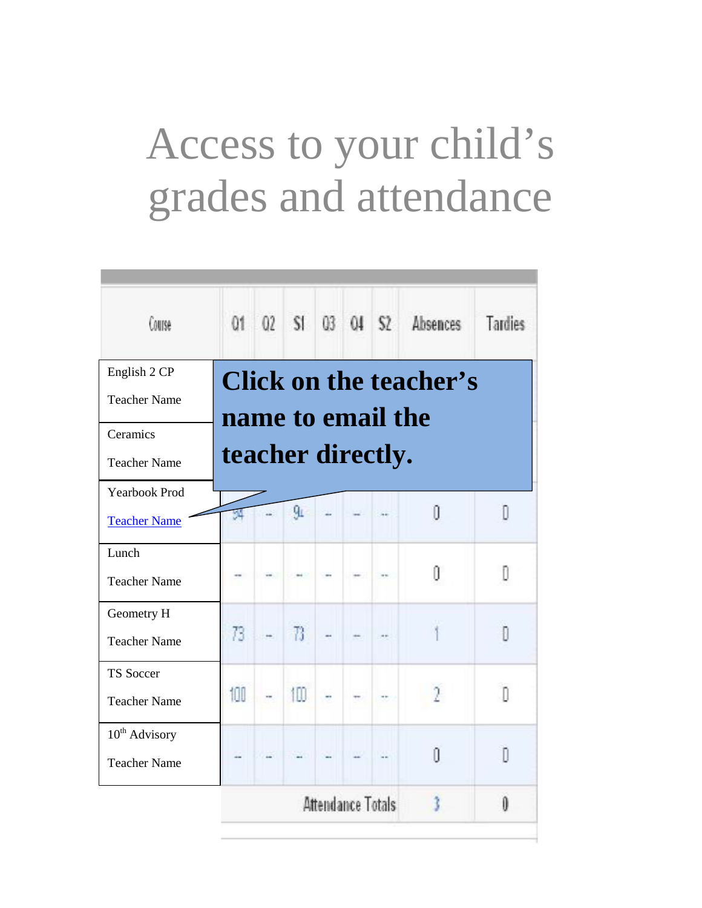# Access to your child's grades and attendance

| Course | Q1 | Q2 | S1 | Q3 | Q4 | S2 | Absences | Tardies |
|---|---|---|---|---|---|---|---|---|
| English 2 CP<br>Teacher Name | | | | | | | | |
| Ceramics<br>Teacher Name | | | | | | | | |
| Yearbook Prod<br>Teacher Name | 94 | -- | 94 | -- | -- | -- | 0 | 0 |
| Lunch<br>Teacher Name | -- | -- | -- | -- | -- | -- | 0 | 0 |
| Geometry H<br>Teacher Name | 73 | -- | 73 | -- | -- | -- | 1 | 0 |
| TS Soccer<br>Teacher Name | 100 | -- | 100 | -- | -- | -- | 2 | 0 |
| 10th Advisory<br>Teacher Name | -- | -- | -- | -- | -- | -- | 0 | 0 |
| | | | Attendance Totals | | | | 3 | 0 |

**Click on the teacher's name to email the teacher directly.**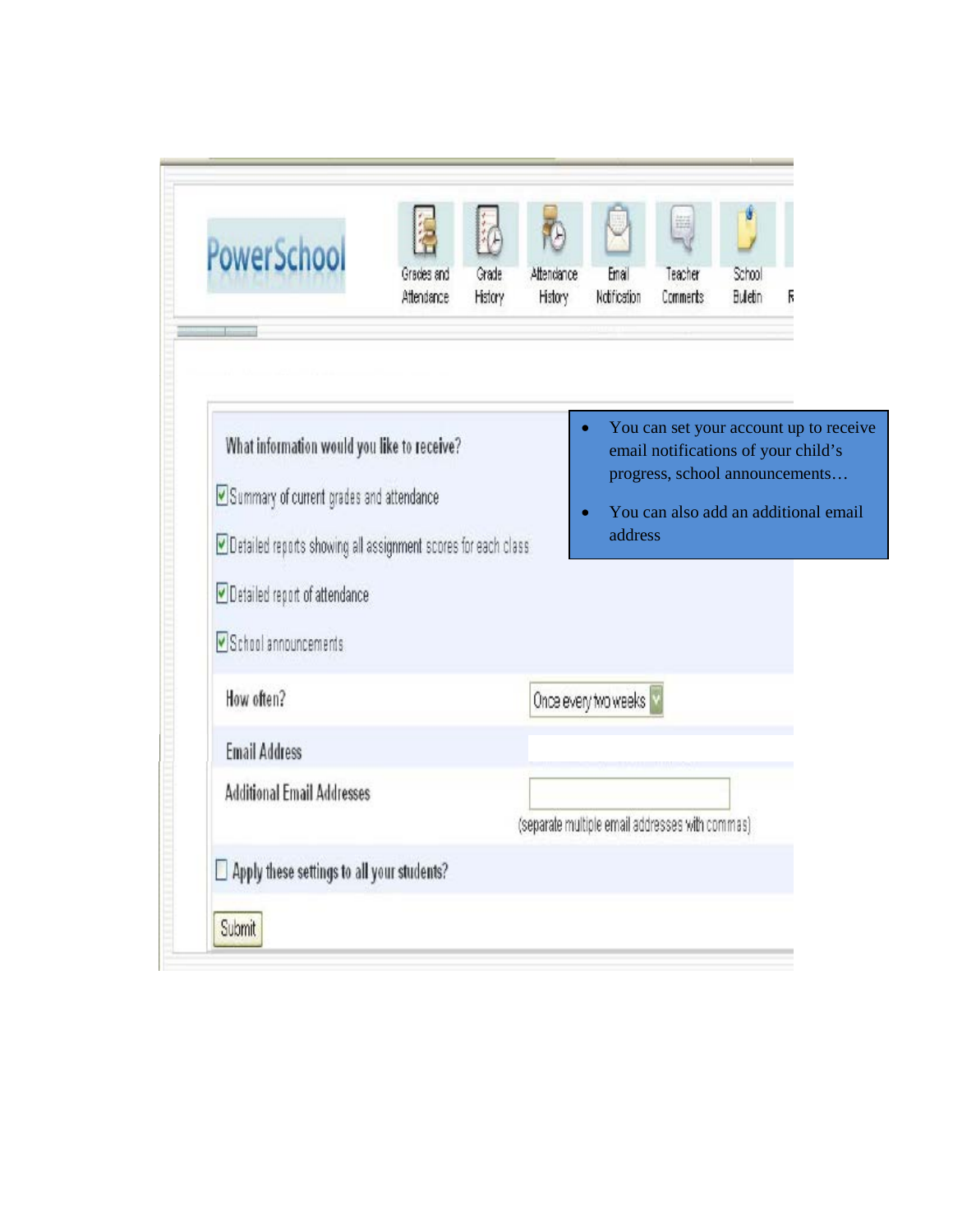PowerSchool

Grades and Attendance | Grade History | Attendance History | Email Notification | Teacher Comments | School Bulletin

- You can set your account up to receive email notifications of your child's progress, school announcements…
- You can also add an additional email address

What information would you like to receive?

- [x] Summary of current grades and attendance
- [x] Detailed reports showing all assignment scores for each class
- [x] Detailed report of attendance
- [x] School announcements

How often? Once every two weeks

Email Address

Additional Email Addresses

(separate multiple email addresses with commas)

- [ ] Apply these settings to all your students?

Submit